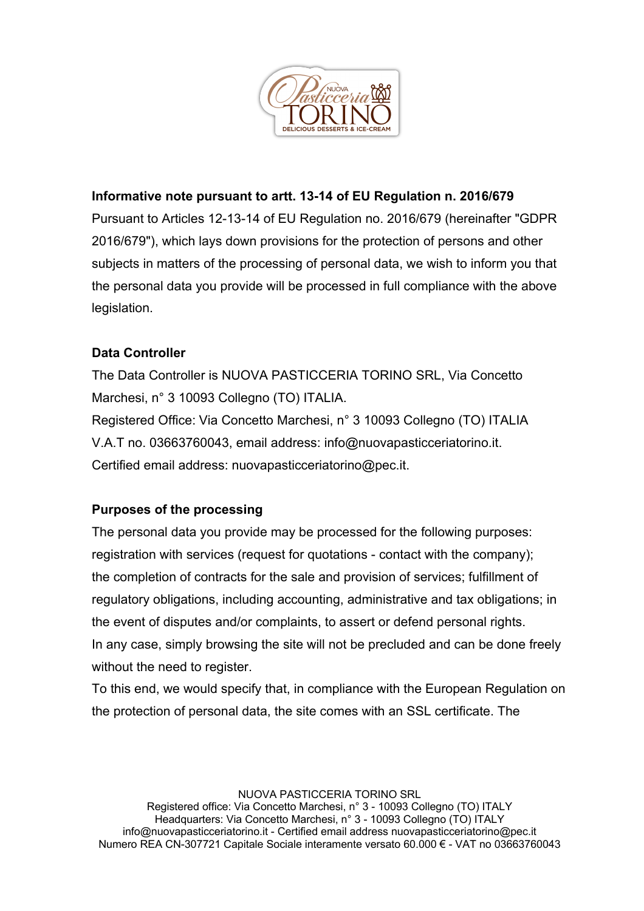**Informative note pursuant to artt. 13-14 of EU Regulation n. 2016/679**

Pursuant to Articles 12-13-14 of EU Regulation no. 2016/679 (hereinafter "GDPR 2016/679"), which lays down provisions for the protection of persons and other subjects in matters of the processing of personal data, we wish to inform you that the personal data you provide will be processed in full compliance with the above legislation.

**Data Controller**

The Data Controller is NUOVA PASTICCERIA TORINO SRL, Via Concetto Marchesi, n° 3 10093 Collegno (TO) ITALIA.
Registered Office: Via Concetto Marchesi, n° 3 10093 Collegno (TO) ITALIA
V.A.T no. 03663760043, email address: info@nuovapasticceriatorino.it.
Certified email address: nuovapasticceriatorino@pec.it.

**Purposes of the processing**

The personal data you provide may be processed for the following purposes: registration with services (request for quotations - contact with the company); the completion of contracts for the sale and provision of services; fulfillment of regulatory obligations, including accounting, administrative and tax obligations; in the event of disputes and/or complaints, to assert or defend personal rights.
In any case, simply browsing the site will not be precluded and can be done freely without the need to register.
To this end, we would specify that, in compliance with the European Regulation on the protection of personal data, the site comes with an SSL certificate. The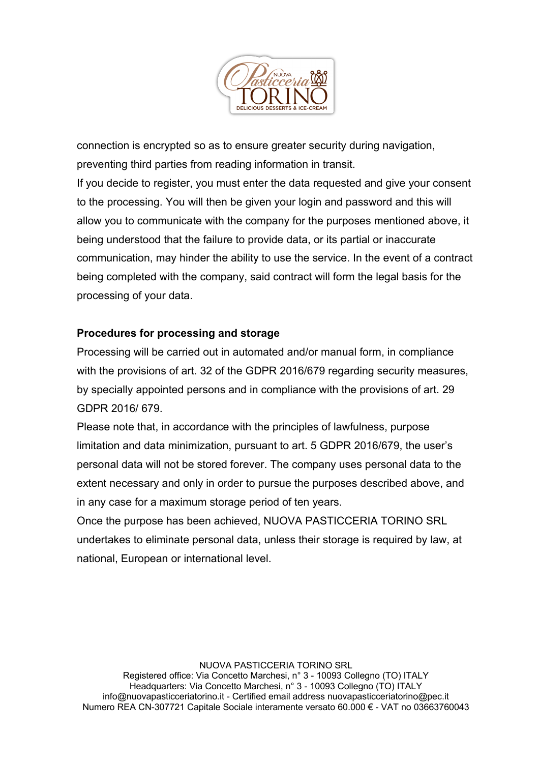connection is encrypted so as to ensure greater security during navigation, preventing third parties from reading information in transit.

If you decide to register, you must enter the data requested and give your consent to the processing. You will then be given your login and password and this will allow you to communicate with the company for the purposes mentioned above, it being understood that the failure to provide data, or its partial or inaccurate communication, may hinder the ability to use the service. In the event of a contract being completed with the company, said contract will form the legal basis for the processing of your data.

**Procedures for processing and storage**

Processing will be carried out in automated and/or manual form, in compliance with the provisions of art. 32 of the GDPR 2016/679 regarding security measures, by specially appointed persons and in compliance with the provisions of art. 29 GDPR 2016/ 679.

Please note that, in accordance with the principles of lawfulness, purpose limitation and data minimization, pursuant to art. 5 GDPR 2016/679, the user's personal data will not be stored forever. The company uses personal data to the extent necessary and only in order to pursue the purposes described above, and in any case for a maximum storage period of ten years.

Once the purpose has been achieved, NUOVA PASTICCERIA TORINO SRL undertakes to eliminate personal data, unless their storage is required by law, at national, European or international level.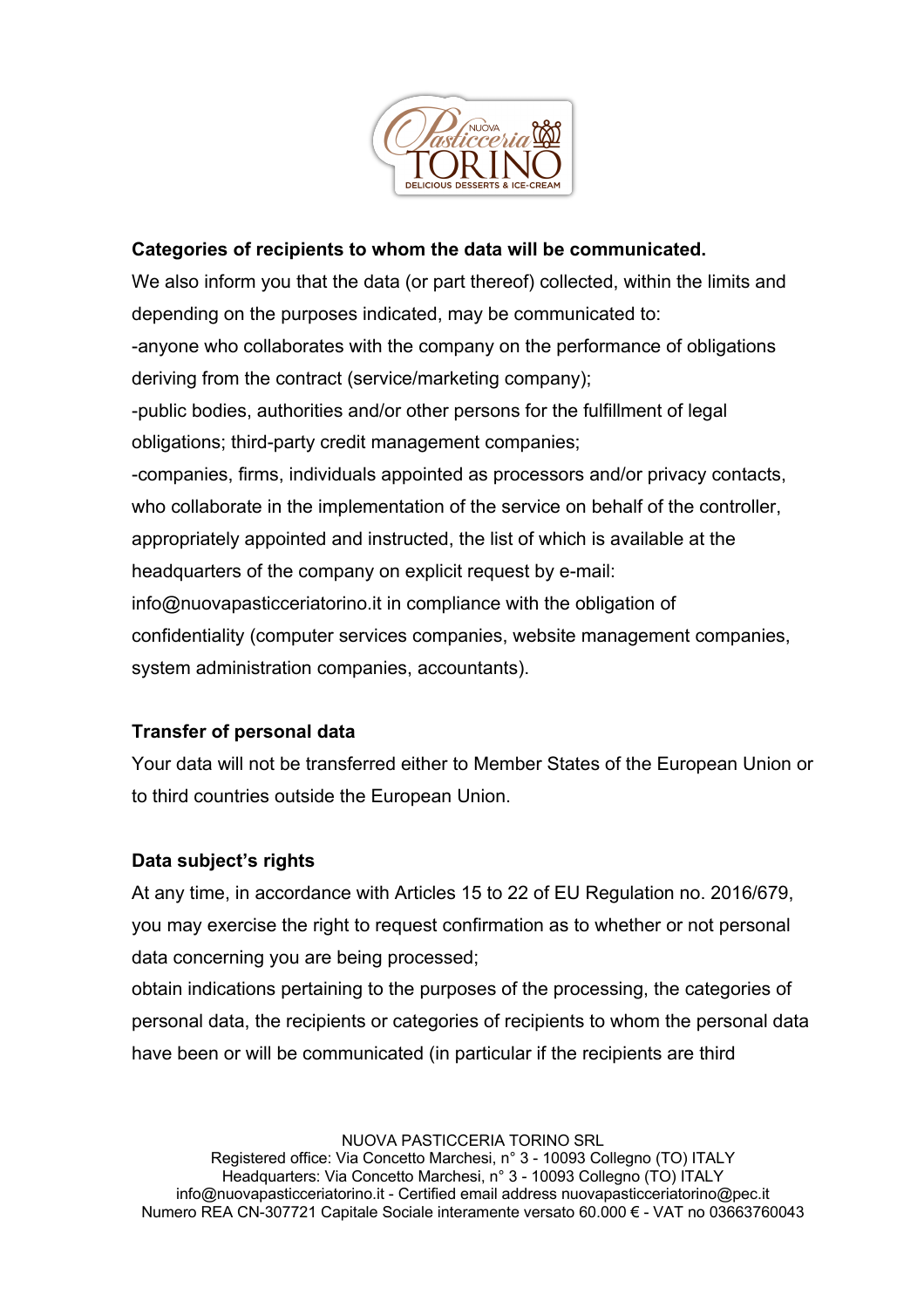**Categories of recipients to whom the data will be communicated.**

We also inform you that the data (or part thereof) collected, within the limits and depending on the purposes indicated, may be communicated to:

-anyone who collaborates with the company on the performance of obligations deriving from the contract (service/marketing company);

-public bodies, authorities and/or other persons for the fulfillment of legal obligations; third-party credit management companies;

-companies, firms, individuals appointed as processors and/or privacy contacts, who collaborate in the implementation of the service on behalf of the controller, appropriately appointed and instructed, the list of which is available at the headquarters of the company on explicit request by e-mail: info@nuovapasticceriatorino.it in compliance with the obligation of confidentiality (computer services companies, website management companies, system administration companies, accountants).

**Transfer of personal data**

Your data will not be transferred either to Member States of the European Union or to third countries outside the European Union.

**Data subject's rights**

At any time, in accordance with Articles 15 to 22 of EU Regulation no. 2016/679, you may exercise the right to request confirmation as to whether or not personal data concerning you are being processed;

obtain indications pertaining to the purposes of the processing, the categories of personal data, the recipients or categories of recipients to whom the personal data have been or will be communicated (in particular if the recipients are third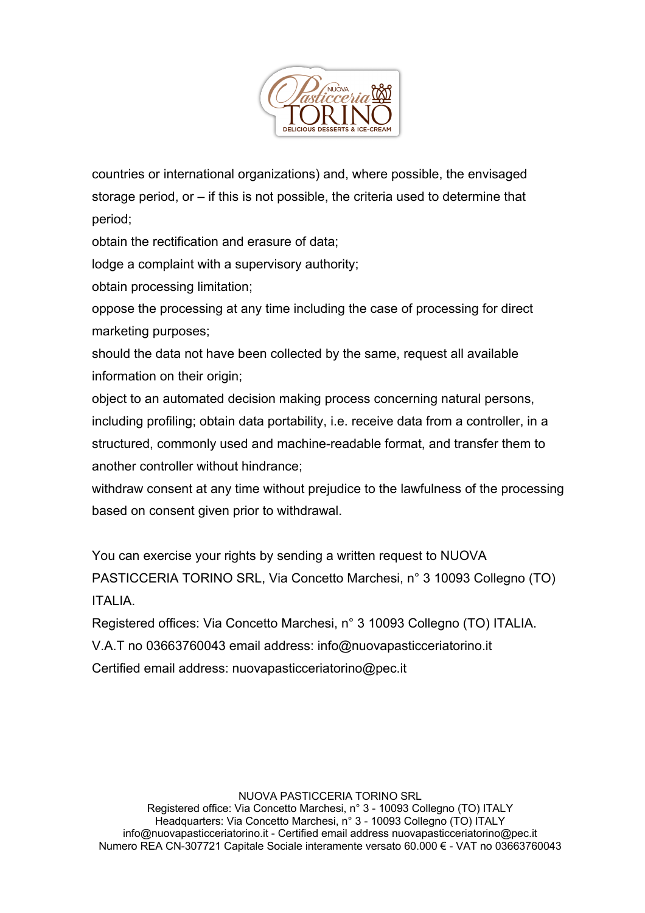countries or international organizations) and, where possible, the envisaged storage period, or – if this is not possible, the criteria used to determine that period;

obtain the rectification and erasure of data;

lodge a complaint with a supervisory authority;

obtain processing limitation;

oppose the processing at any time including the case of processing for direct marketing purposes;

should the data not have been collected by the same, request all available information on their origin;

object to an automated decision making process concerning natural persons, including profiling; obtain data portability, i.e. receive data from a controller, in a structured, commonly used and machine-readable format, and transfer them to another controller without hindrance;

withdraw consent at any time without prejudice to the lawfulness of the processing based on consent given prior to withdrawal.

You can exercise your rights by sending a written request to NUOVA PASTICCERIA TORINO SRL, Via Concetto Marchesi, n° 3 10093 Collegno (TO) ITALIA.

Registered offices: Via Concetto Marchesi, n° 3 10093 Collegno (TO) ITALIA.

V.A.T no 03663760043 email address: info@nuovapasticceriatorino.it

Certified email address: nuovapasticceriatorino@pec.it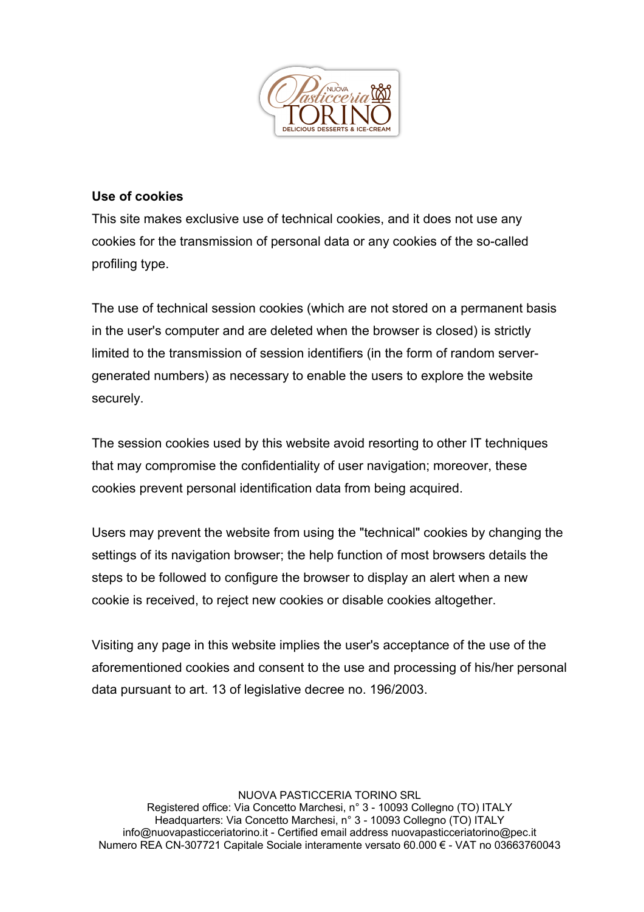**Use of cookies**

This site makes exclusive use of technical cookies, and it does not use any cookies for the transmission of personal data or any cookies of the so-called profiling type.

The use of technical session cookies (which are not stored on a permanent basis in the user's computer and are deleted when the browser is closed) is strictly limited to the transmission of session identifiers (in the form of random server-generated numbers) as necessary to enable the users to explore the website securely.

The session cookies used by this website avoid resorting to other IT techniques that may compromise the confidentiality of user navigation; moreover, these cookies prevent personal identification data from being acquired.

Users may prevent the website from using the "technical" cookies by changing the settings of its navigation browser; the help function of most browsers details the steps to be followed to configure the browser to display an alert when a new cookie is received, to reject new cookies or disable cookies altogether.

Visiting any page in this website implies the user's acceptance of the use of the aforementioned cookies and consent to the use and processing of his/her personal data pursuant to art. 13 of legislative decree no. 196/2003.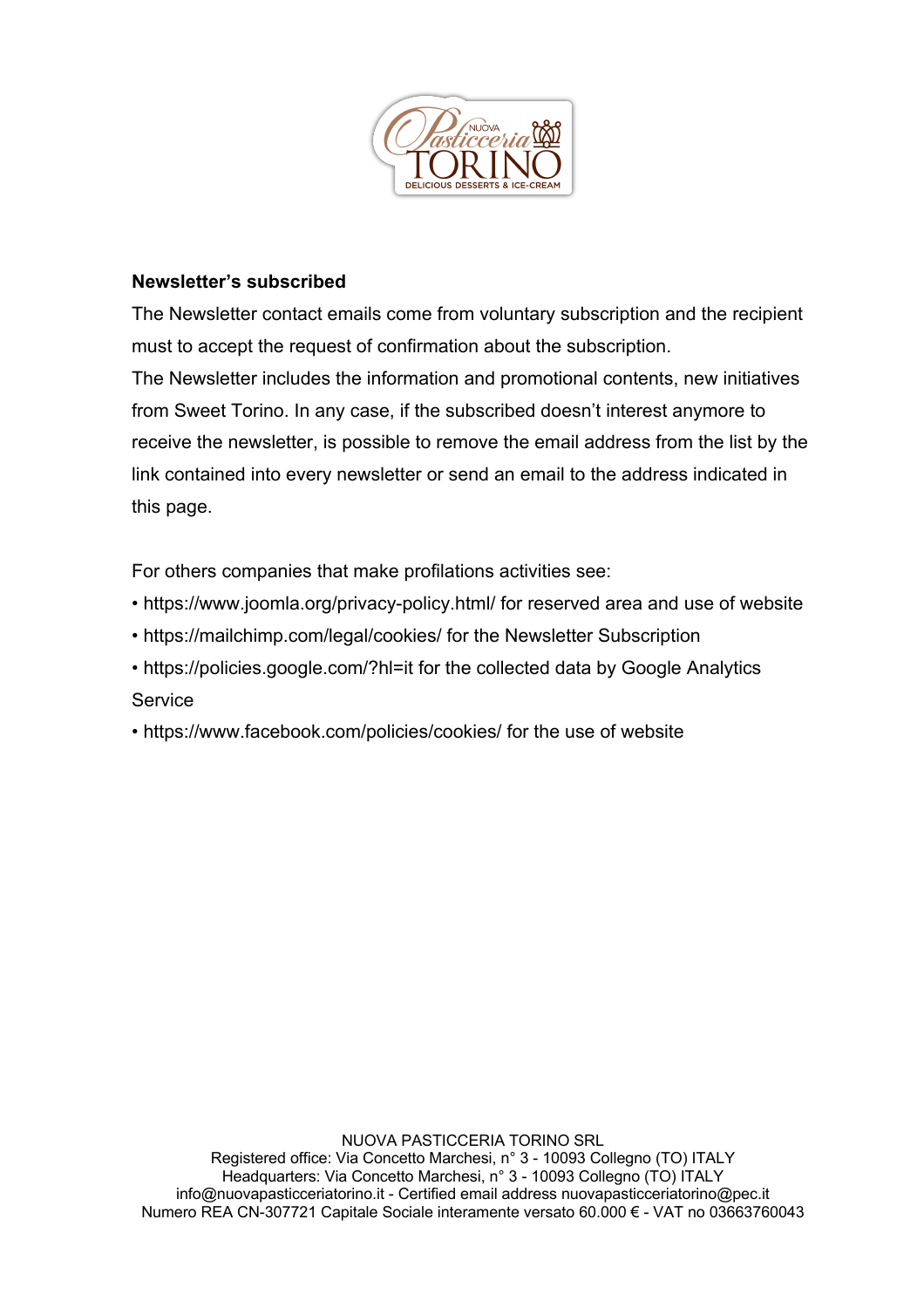**Newsletter's subscribed**

The Newsletter contact emails come from voluntary subscription and the recipient must to accept the request of confirmation about the subscription.

The Newsletter includes the information and promotional contents, new initiatives from Sweet Torino. In any case, if the subscribed doesn't interest anymore to receive the newsletter, is possible to remove the email address from the list by the link contained into every newsletter or send an email to the address indicated in this page.

For others companies that make profilations activities see:

- https://www.joomla.org/privacy-policy.html/ for reserved area and use of website
- https://mailchimp.com/legal/cookies/ for the Newsletter Subscription
- https://policies.google.com/?hl=it for the collected data by Google Analytics Service
- https://www.facebook.com/policies/cookies/ for the use of website